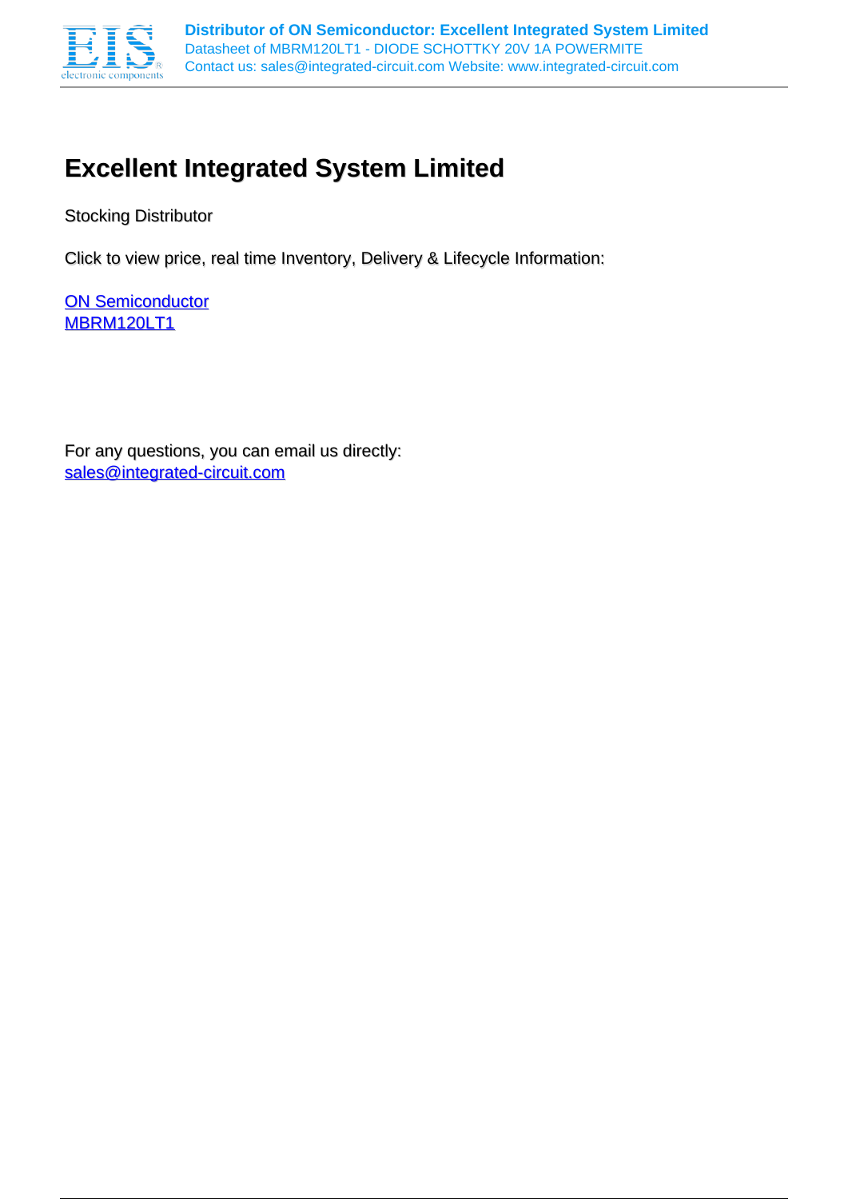# Excellent Integrated System Limited

Stocking Distributor

Click to view price, real time Inventory, Delivery & Lifecycle Information:

ON Semiconductor
MBRM120LT1

For any questions, you can email us directly:
sales@integrated-circuit.com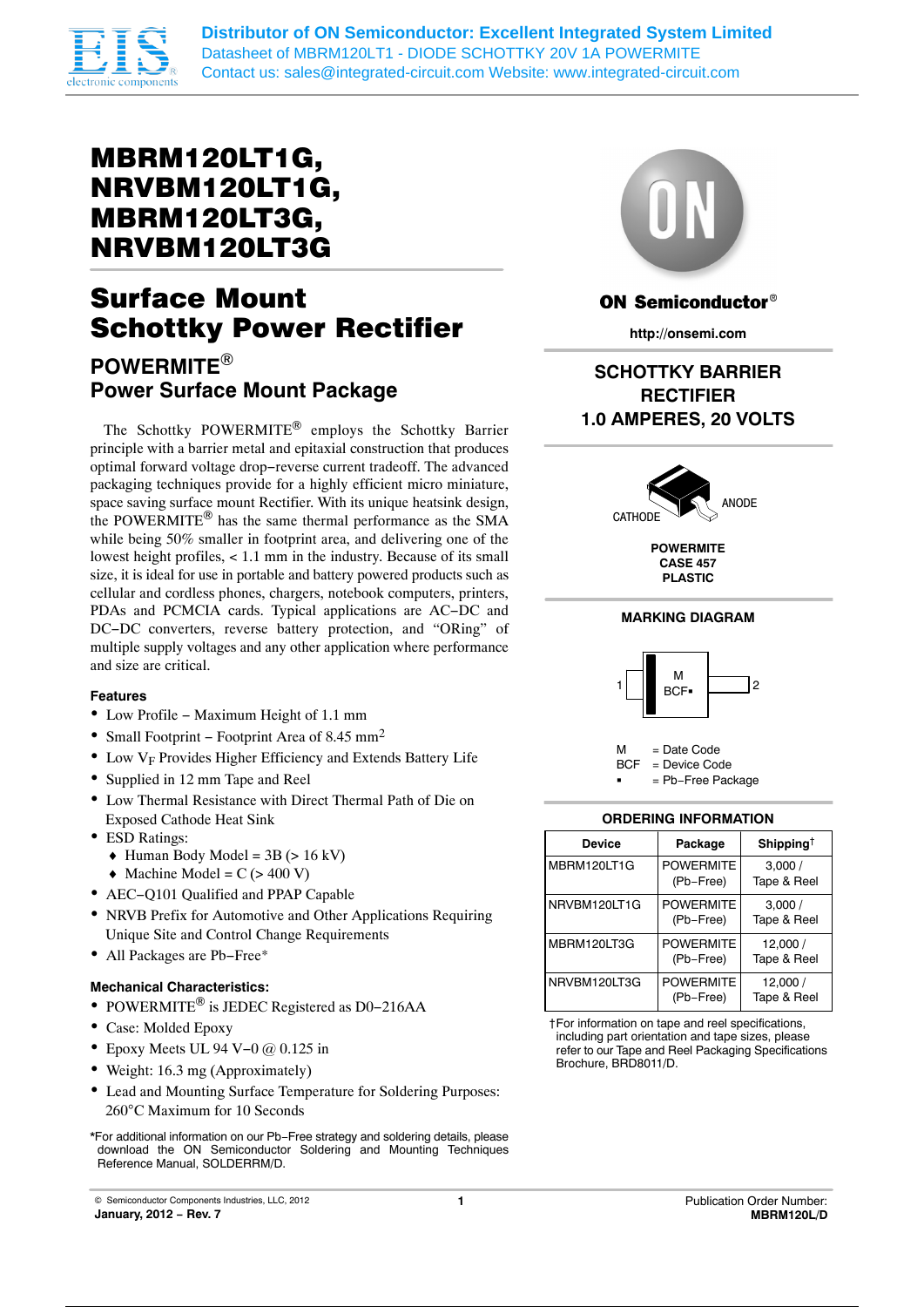# MBRM120LT1G, NRVBM120LT1G, MBRM120LT3G, NRVBM120LT3G

## Surface Mount Schottky Power Rectifier

### POWERMITE® Power Surface Mount Package

The Schottky POWERMITE® employs the Schottky Barrier principle with a barrier metal and epitaxial construction that produces optimal forward voltage drop−reverse current tradeoff. The advanced packaging techniques provide for a highly efficient micro miniature, space saving surface mount Rectifier. With its unique heatsink design, the POWERMITE® has the same thermal performance as the SMA while being 50% smaller in footprint area, and delivering one of the lowest height profiles, < 1.1 mm in the industry. Because of its small size, it is ideal for use in portable and battery powered products such as cellular and cordless phones, chargers, notebook computers, printers, PDAs and PCMCIA cards. Typical applications are AC−DC and DC−DC converters, reverse battery protection, and "ORing" of multiple supply voltages and any other application where performance and size are critical.

#### Features

- Low Profile − Maximum Height of 1.1 mm
- Small Footprint − Footprint Area of 8.45 $mm^2$
- Low $V_F$ Provides Higher Efficiency and Extends Battery Life
- Supplied in 12 mm Tape and Reel
- Low Thermal Resistance with Direct Thermal Path of Die on Exposed Cathode Heat Sink
- ESD Ratings:
  - Human Body Model = 3B (> 16 kV)
  - Machine Model = C (> 400 V)
- AEC−Q101 Qualified and PPAP Capable
- NRVB Prefix for Automotive and Other Applications Requiring Unique Site and Control Change Requirements
- All Packages are Pb−Free*

#### Mechanical Characteristics:

- POWERMITE® is JEDEC Registered as D0−216AA
- Case: Molded Epoxy
- Epoxy Meets UL 94 V−0 @ 0.125 in
- Weight: 16.3 mg (Approximately)
- Lead and Mounting Surface Temperature for Soldering Purposes: 260°C Maximum for 10 Seconds

*For additional information on our Pb−Free strategy and soldering details, please download the ON Semiconductor Soldering and Mounting Techniques Reference Manual, SOLDERRM/D.

ON Semiconductor®

http://onsemi.com

**SCHOTTKY BARRIER RECTIFIER 1.0 AMPERES, 20 VOLTS**

CATHODE ANODE

**POWERMITE CASE 457 PLASTIC**

**MARKING DIAGRAM**

1 M BCF▪ 2

M = Date Code
BCF = Device Code
▪ = Pb−Free Package

**ORDERING INFORMATION**

| Device | Package | Shipping† |
|---|---|---|
| MBRM120LT1G | POWERMITE (Pb−Free) | 3,000 / Tape & Reel |
| NRVBM120LT1G | POWERMITE (Pb−Free) | 3,000 / Tape & Reel |
| MBRM120LT3G | POWERMITE (Pb−Free) | 12,000 / Tape & Reel |
| NRVBM120LT3G | POWERMITE (Pb−Free) | 12,000 / Tape & Reel |

†For information on tape and reel specifications, including part orientation and tape sizes, please refer to our Tape and Reel Packaging Specifications Brochure, BRD8011/D.

© Semiconductor Components Industries, LLC, 2012

January, 2012 − Rev. 7

Publication Order Number: MBRM120L/D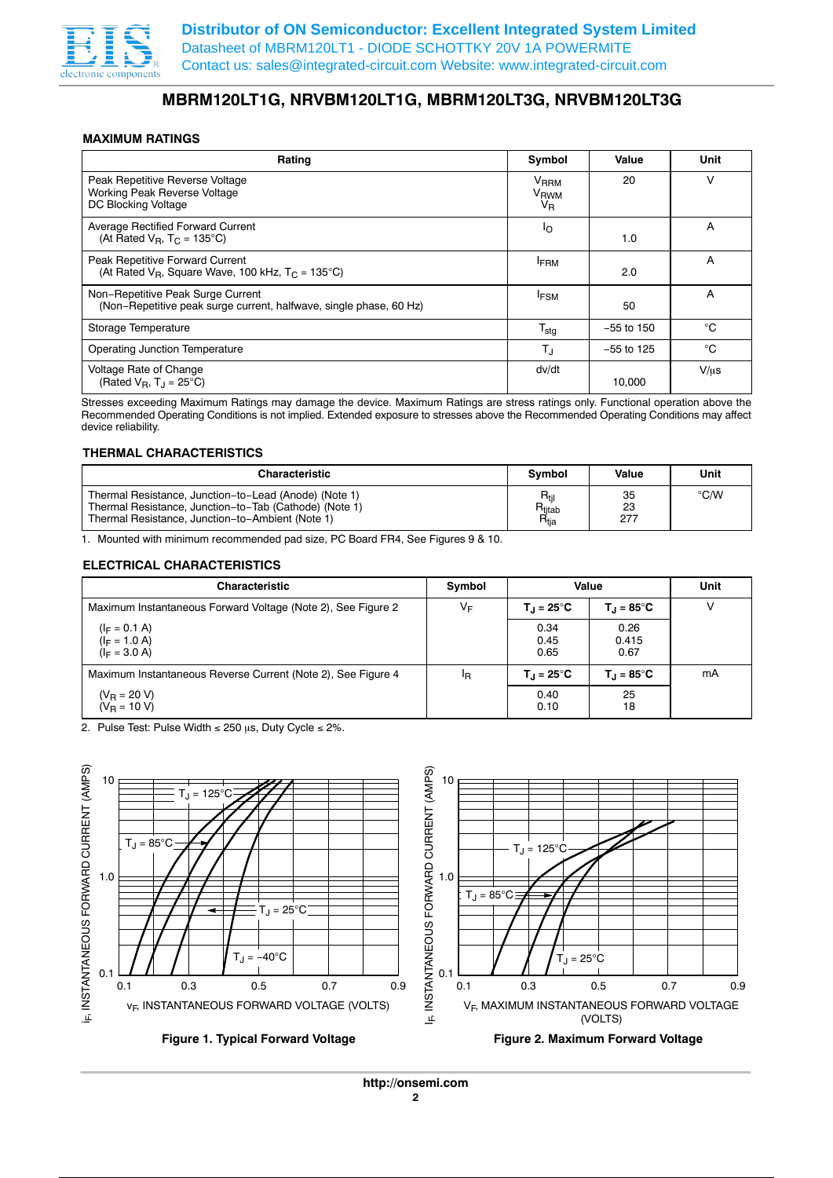# MBRM120LT1G, NRVBM120LT1G, MBRM120LT3G, NRVBM120LT3G

### MAXIMUM RATINGS

| Rating | Symbol | Value | Unit |
|---|---|---|---|
| Peak Repetitive Reverse Voltage<br>Working Peak Reverse Voltage<br>DC Blocking Voltage | $V_{RRM}$<br>$V_{RWM}$<br>$V_R$ | 20 | V |
| Average Rectified Forward Current<br>(At Rated $V_R$, $T_C$ = 135°C) | $I_O$ | 1.0 | A |
| Peak Repetitive Forward Current<br>(At Rated $V_R$, Square Wave, 100 kHz, $T_C$ = 135°C) | $I_{FRM}$ | 2.0 | A |
| Non−Repetitive Peak Surge Current<br>(Non−Repetitive peak surge current, halfwave, single phase, 60 Hz) | $I_{FSM}$ | 50 | A |
| Storage Temperature | $T_{stg}$ | −55 to 150 | °C |
| Operating Junction Temperature | $T_J$ | −55 to 125 | °C |
| Voltage Rate of Change<br>(Rated $V_R$, $T_J$ = 25°C) | dv/dt | 10,000 | V/μs |

Stresses exceeding Maximum Ratings may damage the device. Maximum Ratings are stress ratings only. Functional operation above the Recommended Operating Conditions is not implied. Extended exposure to stresses above the Recommended Operating Conditions may affect device reliability.

### THERMAL CHARACTERISTICS

| Characteristic | Symbol | Value | Unit |
|---|---|---|---|
| Thermal Resistance, Junction−to−Lead (Anode) (Note 1)<br>Thermal Resistance, Junction−to−Tab (Cathode) (Note 1)<br>Thermal Resistance, Junction−to−Ambient (Note 1) | $R_{tjl}$<br>$R_{tjtab}$<br>$R_{tja}$ | 35<br>23<br>277 | °C/W |

1. Mounted with minimum recommended pad size, PC Board FR4, See Figures 9 & 10.

### ELECTRICAL CHARACTERISTICS

| Characteristic | Symbol | Value | | Unit |
|---|---|---|---|---|
| Maximum Instantaneous Forward Voltage (Note 2), See Figure 2 | $V_F$ | **$T_J$ = 25°C** | **$T_J$ = 85°C** | V |
| ($I_F$ = 0.1 A)<br>($I_F$ = 1.0 A)<br>($I_F$ = 3.0 A) | | 0.34<br>0.45<br>0.65 | 0.26<br>0.415<br>0.67 | |
| Maximum Instantaneous Reverse Current (Note 2), See Figure 4 | $I_R$ | **$T_J$ = 25°C** | **$T_J$ = 85°C** | mA |
| ($V_R$ = 20 V)<br>($V_R$ = 10 V) | | 0.40<br>0.10 | 25<br>18 | |

2. Pulse Test: Pulse Width ≤ 250 μs, Duty Cycle ≤ 2%.

**Figure 1. Typical Forward Voltage**

**Figure 2. Maximum Forward Voltage**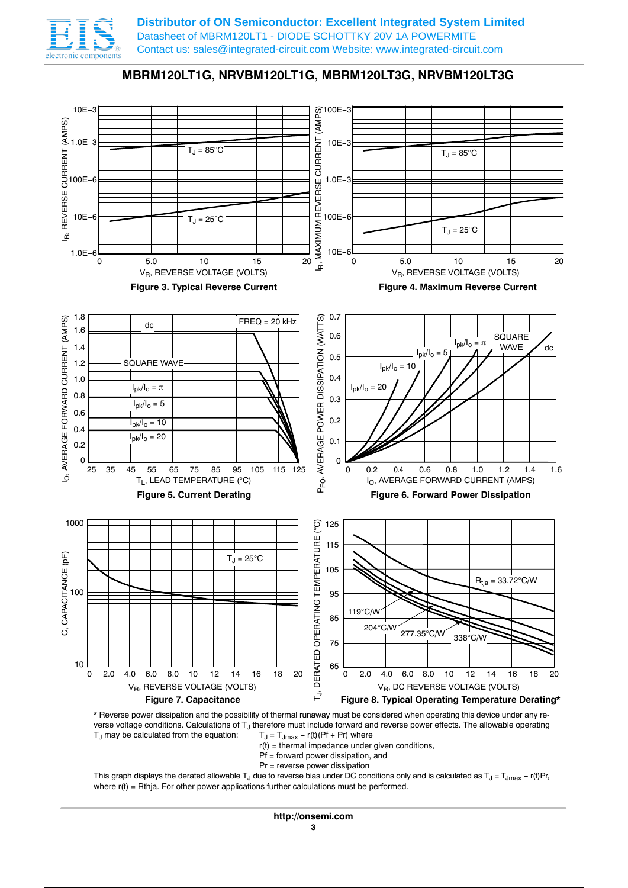## MBRM120LT1G, NRVBM120LT1G, MBRM120LT3G, NRVBM120LT3G

Figure 3. Typical Reverse Current

Figure 4. Maximum Reverse Current

Figure 5. Current Derating

Figure 6. Forward Power Dissipation

Figure 7. Capacitance

Figure 8. Typical Operating Temperature Derating*

* Reverse power dissipation and the possibility of thermal runaway must be considered when operating this device under any reverse voltage conditions. Calculations of $T_J$ therefore must include forward and reverse power effects. The allowable operating $T_J$ may be calculated from the equation: $T_J = T_{Jmax} - r(t)(Pf + Pr)$ where

r(t) = thermal impedance under given conditions,
Pf = forward power dissipation, and
Pr = reverse power dissipation

This graph displays the derated allowable $T_J$ due to reverse bias under DC conditions only and is calculated as $T_J = T_{Jmax} - r(t)Pr$, where r(t) = Rthja. For other power applications further calculations must be performed.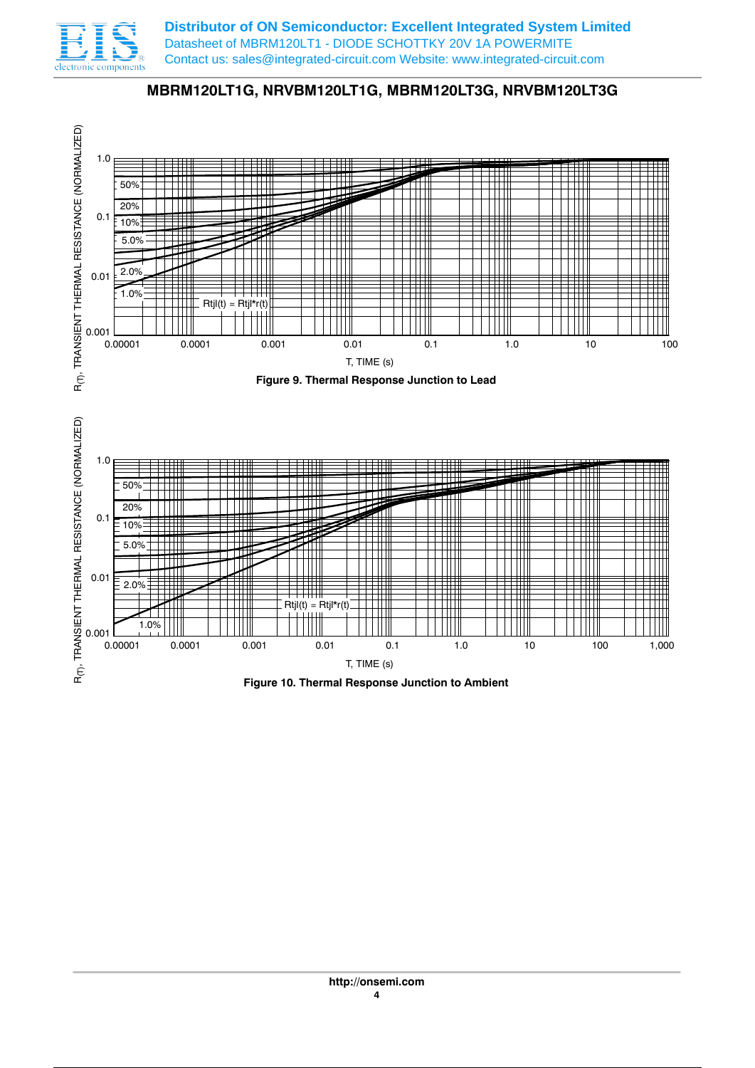## MBRM120LT1G, NRVBM120LT1G, MBRM120LT3G, NRVBM120LT3G

$R_{(T)}$, TRANSIENT THERMAL RESISTANCE (NORMALIZED)

1.0, 0.1, 0.01, 0.001

50%, 20%, 10%, 5.0%, 2.0%, 1.0%

Rtjl(t) = Rtjl*r(t)

0.00001, 0.0001, 0.001, 0.01, 0.1, 1.0, 10, 100

T, TIME (s)

**Figure 9. Thermal Response Junction to Lead**

$R_{(T)}$, TRANSIENT THERMAL RESISTANCE (NORMALIZED)

1.0, 0.1, 0.01, 0.001

50%, 20%, 10%, 5.0%, 2.0%, 1.0%

Rtjl(t) = Rtjl*r(t)

0.00001, 0.0001, 0.001, 0.01, 0.1, 1.0, 10, 100, 1,000

T, TIME (s)

**Figure 10. Thermal Response Junction to Ambient**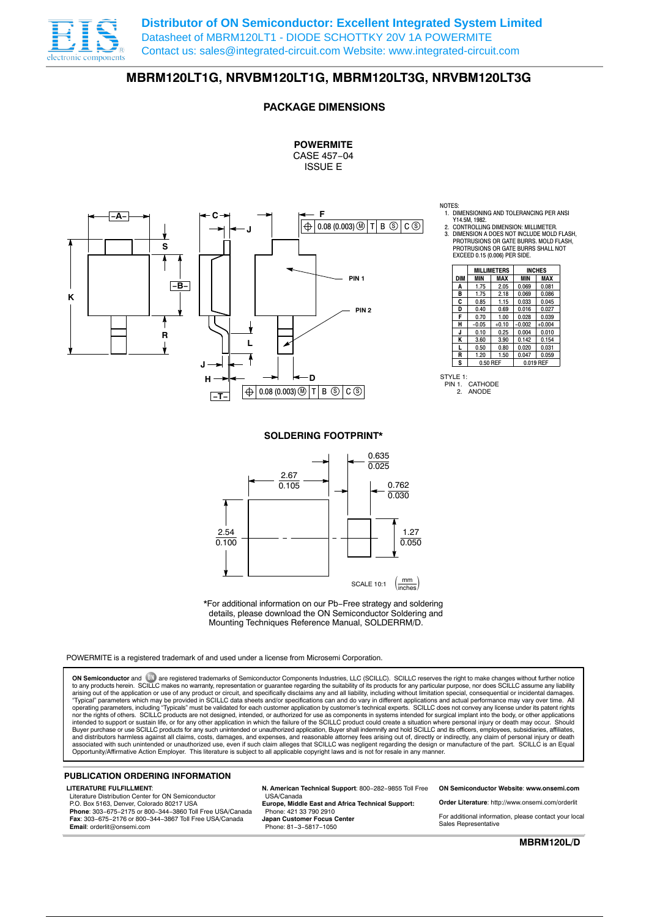# MBRM120LT1G, NRVBM120LT1G, MBRM120LT3G, NRVBM120LT3G

## PACKAGE DIMENSIONS

**POWERMITE**
CASE 457−04
ISSUE E

NOTES:
1. DIMENSIONING AND TOLERANCING PER ANSI Y14.5M, 1982.
2. CONTROLLING DIMENSION: MILLIMETER.
3. DIMENSION A DOES NOT INCLUDE MOLD FLASH, PROTRUSIONS OR GATE BURRS. MOLD FLASH, PROTRUSIONS OR GATE BURRS SHALL NOT EXCEED 0.15 (0.006) PER SIDE.

| | MILLIMETERS | | INCHES | |
|---|---|---|---|---|
| DIM | MIN | MAX | MIN | MAX |
| A | 1.75 | 2.05 | 0.069 | 0.081 |
| B | 1.75 | 2.18 | 0.069 | 0.086 |
| C | 0.85 | 1.15 | 0.033 | 0.045 |
| D | 0.40 | 0.69 | 0.016 | 0.027 |
| F | 0.70 | 1.00 | 0.028 | 0.039 |
| H | −0.05 | +0.10 | −0.002 | +0.004 |
| J | 0.10 | 0.25 | 0.004 | 0.010 |
| K | 3.60 | 3.90 | 0.142 | 0.154 |
| L | 0.50 | 0.80 | 0.020 | 0.031 |
| R | 1.20 | 1.50 | 0.047 | 0.059 |
| S | 0.50 REF | | 0.019 REF | |

STYLE 1:
PIN 1. CATHODE
2. ANODE

-A- -B- C J F K S R L H D -T- PIN 1 PIN 2
0.08 (0.003) M T B S C S

## SOLDERING FOOTPRINT*

2.67 / 0.105
0.635 / 0.025
0.762 / 0.030
2.54 / 0.100
1.27 / 0.050
SCALE 10:1 (mm / inches)

*For additional information on our Pb−Free strategy and soldering details, please download the ON Semiconductor Soldering and Mounting Techniques Reference Manual, SOLDERRM/D.

POWERMITE is a registered trademark of and used under a license from Microsemi Corporation.

**ON Semiconductor** and are registered trademarks of Semiconductor Components Industries, LLC (SCILLC). SCILLC reserves the right to make changes without further notice to any products herein. SCILLC makes no warranty, representation or guarantee regarding the suitability of its products for any particular purpose, nor does SCILLC assume any liability arising out of the application or use of any product or circuit, and specifically disclaims any and all liability, including without limitation special, consequential or incidental damages. "Typical" parameters which may be provided in SCILLC data sheets and/or specifications can and do vary in different applications and actual performance may vary over time. All operating parameters, including "Typicals" must be validated for each customer application by customer's technical experts. SCILLC does not convey any license under its patent rights nor the rights of others. SCILLC products are not designed, intended, or authorized for use as components in systems intended for surgical implant into the body, or other applications intended to support or sustain life, or for any other application in which the failure of the SCILLC product could create a situation where personal injury or death may occur. Should Buyer purchase or use SCILLC products for any such unintended or unauthorized application, Buyer shall indemnify and hold SCILLC and its officers, employees, subsidiaries, affiliates, and distributors harmless against all claims, costs, damages, and expenses, and reasonable attorney fees arising out of, directly or indirectly, any claim of personal injury or death associated with such unintended or unauthorized use, even if such claim alleges that SCILLC was negligent regarding the design or manufacture of the part. SCILLC is an Equal Opportunity/Affirmative Action Employer. This literature is subject to all applicable copyright laws and is not for resale in any manner.

## PUBLICATION ORDERING INFORMATION

**LITERATURE FULFILLMENT**:
Literature Distribution Center for ON Semiconductor
P.O. Box 5163, Denver, Colorado 80217 USA
**Phone**: 303−675−2175 or 800−344−3860 Toll Free USA/Canada
**Fax**: 303−675−2176 or 800−344−3867 Toll Free USA/Canada
**Email**: orderlit@onsemi.com

**N. American Technical Support**: 800−282−9855 Toll Free USA/Canada
**Europe, Middle East and Africa Technical Support:**
Phone: 421 33 790 2910
**Japan Customer Focus Center**
Phone: 81−3−5817−1050

**ON Semiconductor Website**: **www.onsemi.com**

**Order Literature**: http://www.onsemi.com/orderlit

For additional information, please contact your local Sales Representative

**MBRM120L/D**